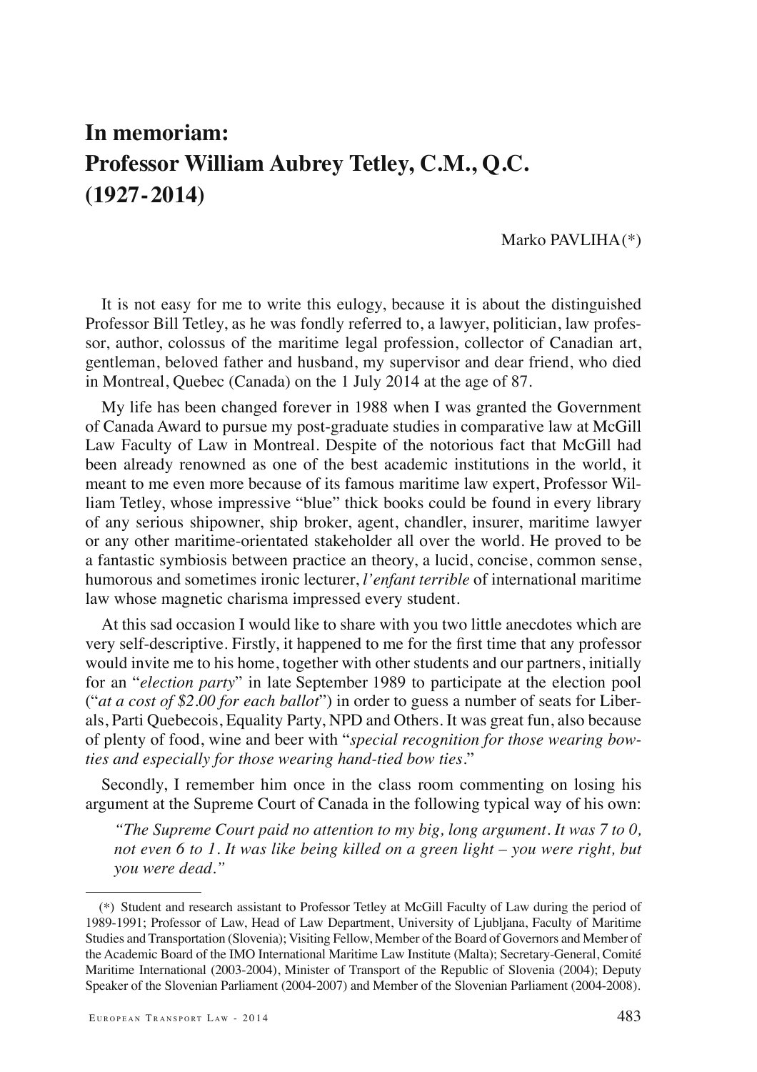# In memoriam: Professor William Aubrey Tetley, C.M., Q.C. (1927-2014)

Marko PAVLIHA(*)

It is not easy for me to write this eulogy, because it is about the distinguished Professor Bill Tetley, as he was fondly referred to, a lawyer, politician, law professor, author, colossus of the maritime legal profession, collector of Canadian art, gentleman, beloved father and husband, my supervisor and dear friend, who died in Montreal, Quebec (Canada) on the 1 July 2014 at the age of 87.

My life has been changed forever in 1988 when I was granted the Government of Canada Award to pursue my post-graduate studies in comparative law at McGill Law Faculty of Law in Montreal. Despite of the notorious fact that McGill had been already renowned as one of the best academic institutions in the world, it meant to me even more because of its famous maritime law expert, Professor William Tetley, whose impressive "blue" thick books could be found in every library of any serious shipowner, ship broker, agent, chandler, insurer, maritime lawyer or any other maritime-orientated stakeholder all over the world. He proved to be a fantastic symbiosis between practice an theory, a lucid, concise, common sense, humorous and sometimes ironic lecturer, *l'enfant terrible* of international maritime law whose magnetic charisma impressed every student.

At this sad occasion I would like to share with you two little anecdotes which are very self-descriptive. Firstly, it happened to me for the first time that any professor would invite me to his home, together with other students and our partners, initially for an "*election party*" in late September 1989 to participate at the election pool ("*at a cost of $2.00 for each ballot*") in order to guess a number of seats for Liberals, Parti Quebecois, Equality Party, NPD and Others. It was great fun, also because of plenty of food, wine and beer with "*special recognition for those wearing bow-ties and especially for those wearing hand-tied bow ties*."

Secondly, I remember him once in the class room commenting on losing his argument at the Supreme Court of Canada in the following typical way of his own:

> *"The Supreme Court paid no attention to my big, long argument. It was 7 to 0, not even 6 to 1. It was like being killed on a green light – you were right, but you were dead."*

---

(*) Student and research assistant to Professor Tetley at McGill Faculty of Law during the period of 1989-1991; Professor of Law, Head of Law Department, University of Ljubljana, Faculty of Maritime Studies and Transportation (Slovenia); Visiting Fellow, Member of the Board of Governors and Member of the Academic Board of the IMO International Maritime Law Institute (Malta); Secretary-General, Comité Maritime International (2003-2004), Minister of Transport of the Republic of Slovenia (2004); Deputy Speaker of the Slovenian Parliament (2004-2007) and Member of the Slovenian Parliament (2004-2008).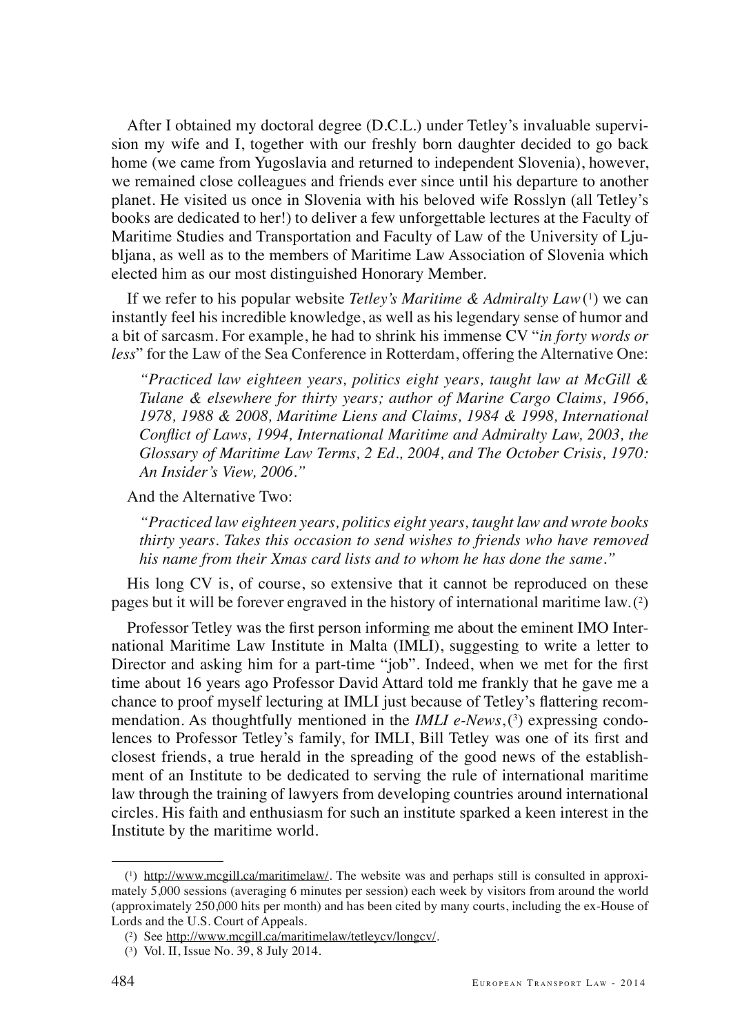After I obtained my doctoral degree (D.C.L.) under Tetley's invaluable supervision my wife and I, together with our freshly born daughter decided to go back home (we came from Yugoslavia and returned to independent Slovenia), however, we remained close colleagues and friends ever since until his departure to another planet. He visited us once in Slovenia with his beloved wife Rosslyn (all Tetley's books are dedicated to her!) to deliver a few unforgettable lectures at the Faculty of Maritime Studies and Transportation and Faculty of Law of the University of Ljubljana, as well as to the members of Maritime Law Association of Slovenia which elected him as our most distinguished Honorary Member.

If we refer to his popular website *Tetley's Maritime & Admiralty Law* (1) we can instantly feel his incredible knowledge, as well as his legendary sense of humor and a bit of sarcasm. For example, he had to shrink his immense CV "*in forty words or less*" for the Law of the Sea Conference in Rotterdam, offering the Alternative One:

> *"Practiced law eighteen years, politics eight years, taught law at McGill & Tulane & elsewhere for thirty years; author of Marine Cargo Claims, 1966, 1978, 1988 & 2008, Maritime Liens and Claims, 1984 & 1998, International Conflict of Laws, 1994, International Maritime and Admiralty Law, 2003, the Glossary of Maritime Law Terms, 2 Ed., 2004, and The October Crisis, 1970: An Insider's View, 2006."*

And the Alternative Two:

> *"Practiced law eighteen years, politics eight years, taught law and wrote books thirty years. Takes this occasion to send wishes to friends who have removed his name from their Xmas card lists and to whom he has done the same."*

His long CV is, of course, so extensive that it cannot be reproduced on these pages but it will be forever engraved in the history of international maritime law. (2)

Professor Tetley was the first person informing me about the eminent IMO International Maritime Law Institute in Malta (IMLI), suggesting to write a letter to Director and asking him for a part-time "job". Indeed, when we met for the first time about 16 years ago Professor David Attard told me frankly that he gave me a chance to proof myself lecturing at IMLI just because of Tetley's flattering recommendation. As thoughtfully mentioned in the *IMLI e-News*, (3) expressing condolences to Professor Tetley's family, for IMLI, Bill Tetley was one of its first and closest friends, a true herald in the spreading of the good news of the establishment of an Institute to be dedicated to serving the rule of international maritime law through the training of lawyers from developing countries around international circles. His faith and enthusiasm for such an institute sparked a keen interest in the Institute by the maritime world.

---

(1) http://www.mcgill.ca/maritimelaw/. The website was and perhaps still is consulted in approximately 5,000 sessions (averaging 6 minutes per session) each week by visitors from around the world (approximately 250,000 hits per month) and has been cited by many courts, including the ex-House of Lords and the U.S. Court of Appeals.

(2) See http://www.mcgill.ca/maritimelaw/tetleycv/longcv/.

(3) Vol. II, Issue No. 39, 8 July 2014.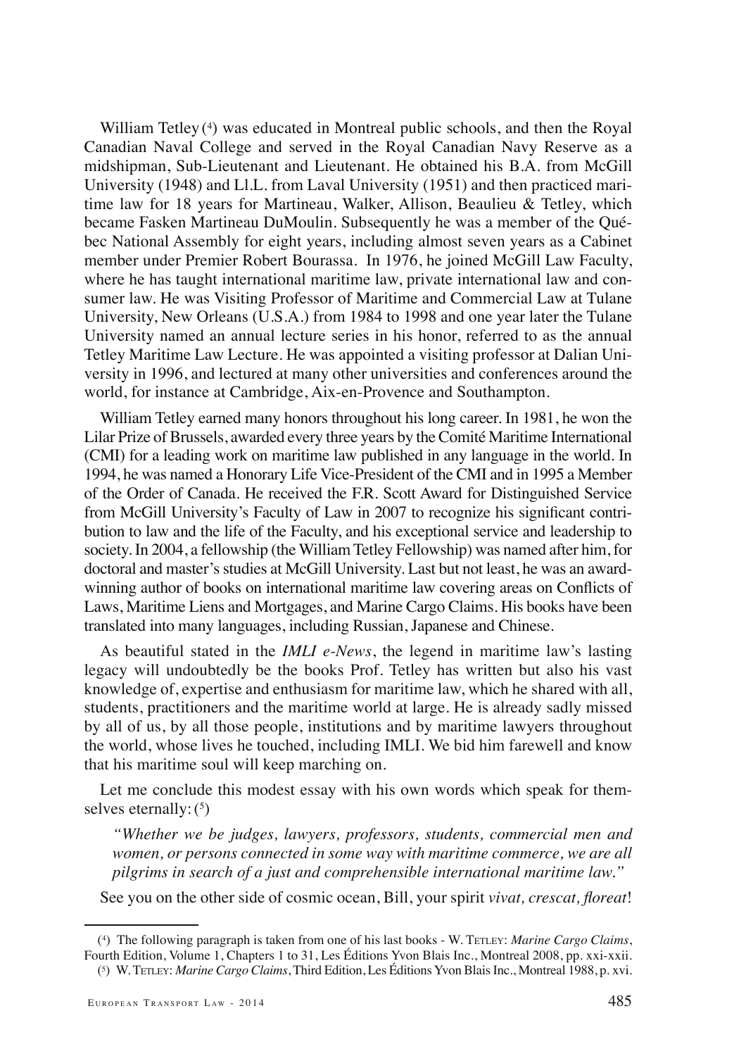William Tetley ([4]) was educated in Montreal public schools, and then the Royal Canadian Naval College and served in the Royal Canadian Navy Reserve as a midshipman, Sub-Lieutenant and Lieutenant. He obtained his B.A. from McGill University (1948) and Ll.L. from Laval University (1951) and then practiced maritime law for 18 years for Martineau, Walker, Allison, Beaulieu & Tetley, which became Fasken Martineau DuMoulin. Subsequently he was a member of the Québec National Assembly for eight years, including almost seven years as a Cabinet member under Premier Robert Bourassa. In 1976, he joined McGill Law Faculty, where he has taught international maritime law, private international law and consumer law. He was Visiting Professor of Maritime and Commercial Law at Tulane University, New Orleans (U.S.A.) from 1984 to 1998 and one year later the Tulane University named an annual lecture series in his honor, referred to as the annual Tetley Maritime Law Lecture. He was appointed a visiting professor at Dalian University in 1996, and lectured at many other universities and conferences around the world, for instance at Cambridge, Aix-en-Provence and Southampton.

William Tetley earned many honors throughout his long career. In 1981, he won the Lilar Prize of Brussels, awarded every three years by the Comité Maritime International (CMI) for a leading work on maritime law published in any language in the world. In 1994, he was named a Honorary Life Vice-President of the CMI and in 1995 a Member of the Order of Canada. He received the F.R. Scott Award for Distinguished Service from McGill University's Faculty of Law in 2007 to recognize his significant contribution to law and the life of the Faculty, and his exceptional service and leadership to society. In 2004, a fellowship (the William Tetley Fellowship) was named after him, for doctoral and master's studies at McGill University. Last but not least, he was an award-winning author of books on international maritime law covering areas on Conflicts of Laws, Maritime Liens and Mortgages, and Marine Cargo Claims. His books have been translated into many languages, including Russian, Japanese and Chinese.

As beautiful stated in the *IMLI e-News*, the legend in maritime law's lasting legacy will undoubtedly be the books Prof. Tetley has written but also his vast knowledge of, expertise and enthusiasm for maritime law, which he shared with all, students, practitioners and the maritime world at large. He is already sadly missed by all of us, by all those people, institutions and by maritime lawyers throughout the world, whose lives he touched, including IMLI. We bid him farewell and know that his maritime soul will keep marching on.

Let me conclude this modest essay with his own words which speak for themselves eternally: ([5])

> *"Whether we be judges, lawyers, professors, students, commercial men and women, or persons connected in some way with maritime commerce, we are all pilgrims in search of a just and comprehensible international maritime law."*

See you on the other side of cosmic ocean, Bill, your spirit *vivat, crescat, floreat*!

---

([4]) The following paragraph is taken from one of his last books - W. Tetley: *Marine Cargo Claims*, Fourth Edition, Volume 1, Chapters 1 to 31, Les Éditions Yvon Blais Inc., Montreal 2008, pp. xxi-xxii.

([5]) W. Tetley: *Marine Cargo Claims*, Third Edition, Les Éditions Yvon Blais Inc., Montreal 1988, p. xvi.